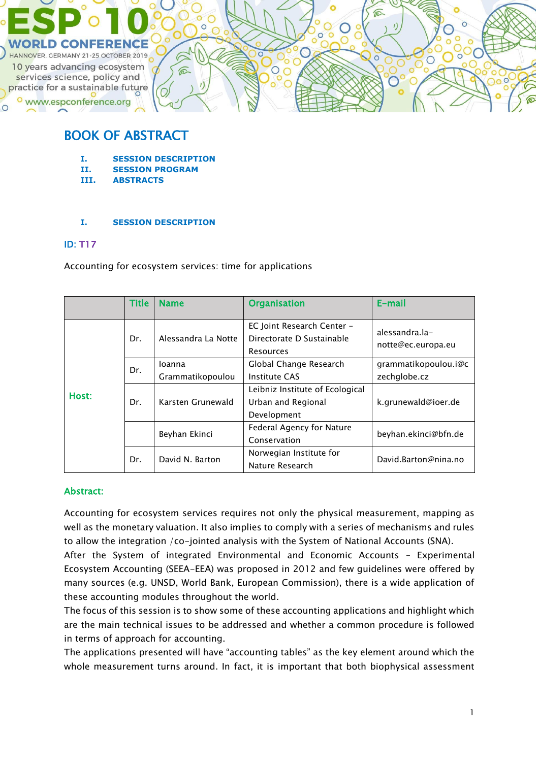ESP 10 WORLD CONFERENCE

HANNOVER, GERMANY 21-25 OCTOBER 2019

10 years advancing ecosystem services science, policy and practice for a sustainable future

www.espconference.org

# BOOK OF ABSTRACT

- I. SESSION DESCRIPTION
- II. SESSION PROGRAM
- III. ABSTRACTS

## I. SESSION DESCRIPTION

**ID: T17**

Accounting for ecosystem services: time for applications

| | Title | Name | Organisation | E-mail |
|---|---|---|---|---|
| Host: | Dr. | Alessandra La Notte | EC Joint Research Center – Directorate D Sustainable Resources | alessandra.la-notte@ec.europa.eu |
| | Dr. | Ioanna Grammatikopoulou | Global Change Research Institute CAS | grammatikopoulou.i@czechglobe.cz |
| | Dr. | Karsten Grunewald | Leibniz Institute of Ecological Urban and Regional Development | k.grunewald@ioer.de |
| | | Beyhan Ekinci | Federal Agency for Nature Conservation | beyhan.ekinci@bfn.de |
| | Dr. | David N. Barton | Norwegian Institute for Nature Research | David.Barton@nina.no |

**Abstract:**

Accounting for ecosystem services requires not only the physical measurement, mapping as well as the monetary valuation. It also implies to comply with a series of mechanisms and rules to allow the integration /co-jointed analysis with the System of National Accounts (SNA).
After the System of integrated Environmental and Economic Accounts – Experimental Ecosystem Accounting (SEEA-EEA) was proposed in 2012 and few guidelines were offered by many sources (e.g. UNSD, World Bank, European Commission), there is a wide application of these accounting modules throughout the world.
The focus of this session is to show some of these accounting applications and highlight which are the main technical issues to be addressed and whether a common procedure is followed in terms of approach for accounting.
The applications presented will have "accounting tables" as the key element around which the whole measurement turns around. In fact, it is important that both biophysical assessment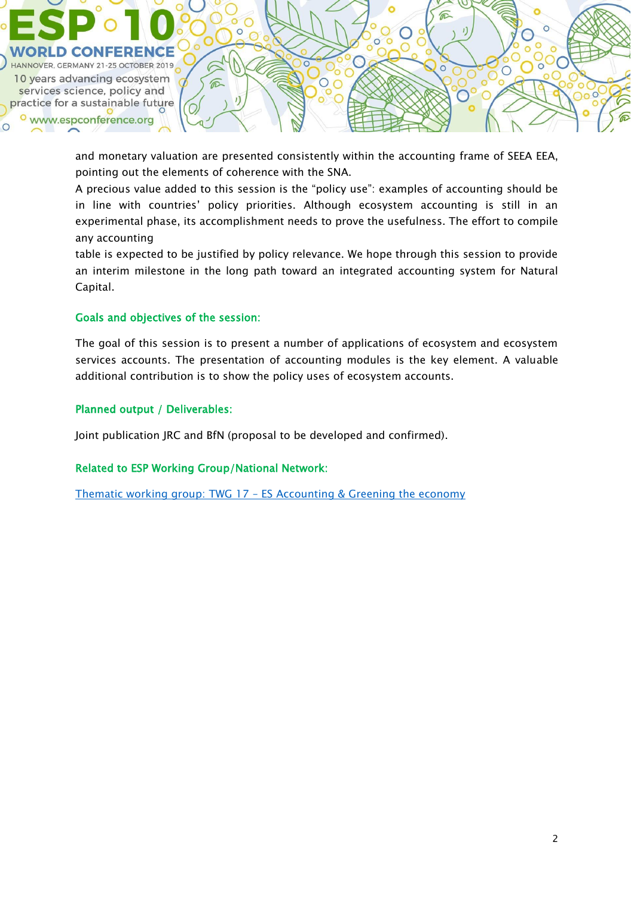and monetary valuation are presented consistently within the accounting frame of SEEA EEA, pointing out the elements of coherence with the SNA.

A precious value added to this session is the "policy use": examples of accounting should be in line with countries' policy priorities. Although ecosystem accounting is still in an experimental phase, its accomplishment needs to prove the usefulness. The effort to compile any accounting
table is expected to be justified by policy relevance. We hope through this session to provide an interim milestone in the long path toward an integrated accounting system for Natural Capital.

### Goals and objectives of the session:

The goal of this session is to present a number of applications of ecosystem and ecosystem services accounts. The presentation of accounting modules is the key element. A valuable additional contribution is to show the policy uses of ecosystem accounts.

### Planned output / Deliverables:

Joint publication JRC and BfN (proposal to be developed and confirmed).

### Related to ESP Working Group/National Network:

Thematic working group: TWG 17 – ES Accounting & Greening the economy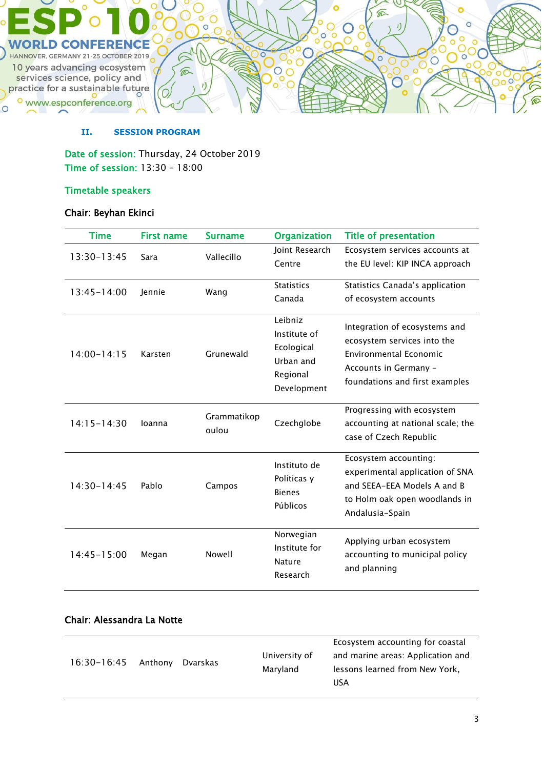## II. SESSION PROGRAM

**Date of session:** Thursday, 24 October 2019
**Time of session:** 13:30 – 18:00

### Timetable speakers

**Chair: Beyhan Ekinci**

| Time | First name | Surname | Organization | Title of presentation |
|---|---|---|---|---|
| 13:30-13:45 | Sara | Vallecillo | Joint Research Centre | Ecosystem services accounts at the EU level: KIP INCA approach |
| 13:45-14:00 | Jennie | Wang | Statistics Canada | Statistics Canada's application of ecosystem accounts |
| 14:00-14:15 | Karsten | Grunewald | Leibniz Institute of Ecological Urban and Regional Development | Integration of ecosystems and ecosystem services into the Environmental Economic Accounts in Germany – foundations and first examples |
| 14:15-14:30 | Ioanna | Grammatikopoulou | Czechglobe | Progressing with ecosystem accounting at national scale; the case of Czech Republic |
| 14:30-14:45 | Pablo | Campos | Instituto de Políticas y Bienes Públicos | Ecosystem accounting: experimental application of SNA and SEEA-EEA Models A and B to Holm oak open woodlands in Andalusia-Spain |
| 14:45-15:00 | Megan | Nowell | Norwegian Institute for Nature Research | Applying urban ecosystem accounting to municipal policy and planning |

**Chair: Alessandra La Notte**

| Time | First name | Surname | Organization | Title of presentation |
|---|---|---|---|---|
| 16:30-16:45 | Anthony | Dvarskas | University of Maryland | Ecosystem accounting for coastal and marine areas: Application and lessons learned from New York, USA |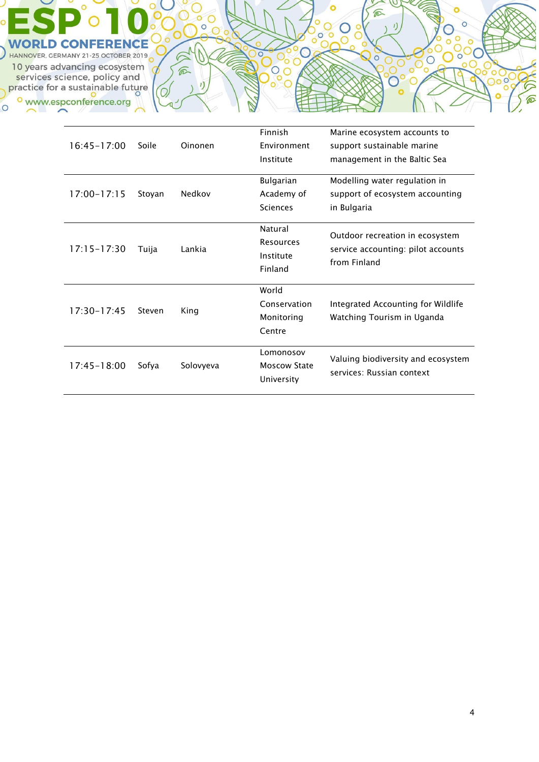| | | | | |
|---|---|---|---|---|
| 16:45–17:00 | Soile | Oinonen | Finnish Environment Institute | Marine ecosystem accounts to support sustainable marine management in the Baltic Sea |
| 17:00–17:15 | Stoyan | Nedkov | Bulgarian Academy of Sciences | Modelling water regulation in support of ecosystem accounting in Bulgaria |
| 17:15–17:30 | Tuija | Lankia | Natural Resources Institute Finland | Outdoor recreation in ecosystem service accounting: pilot accounts from Finland |
| 17:30–17:45 | Steven | King | World Conservation Monitoring Centre | Integrated Accounting for Wildlife Watching Tourism in Uganda |
| 17:45–18:00 | Sofya | Solovyeva | Lomonosov Moscow State University | Valuing biodiversity and ecosystem services: Russian context |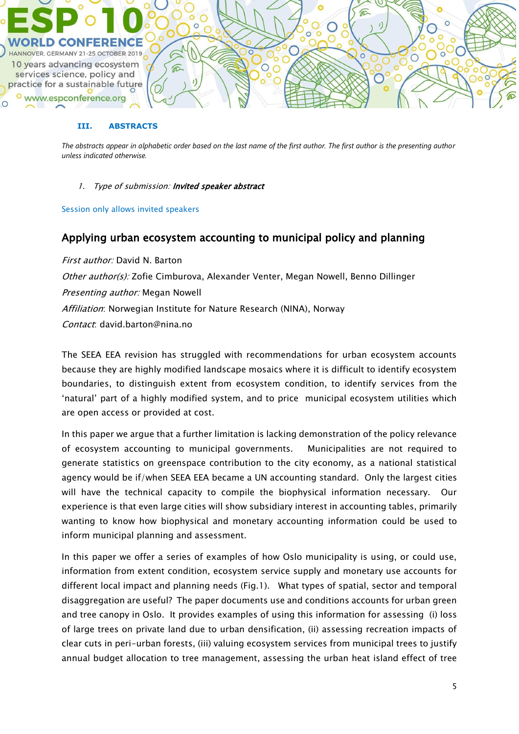## III. ABSTRACTS

*The abstracts appear in alphabetic order based on the last name of the first author. The first author is the presenting author unless indicated otherwise.*

1. *Type of submission:* ***Invited speaker abstract***

Session only allows invited speakers

### Applying urban ecosystem accounting to municipal policy and planning

*First author:* David N. Barton

*Other author(s):* Zofie Cimburova, Alexander Venter, Megan Nowell, Benno Dillinger

*Presenting author:* Megan Nowell

*Affiliation*: Norwegian Institute for Nature Research (NINA), Norway

*Contact*: david.barton@nina.no

The SEEA EEA revision has struggled with recommendations for urban ecosystem accounts because they are highly modified landscape mosaics where it is difficult to identify ecosystem boundaries, to distinguish extent from ecosystem condition, to identify services from the 'natural' part of a highly modified system, and to price municipal ecosystem utilities which are open access or provided at cost.

In this paper we argue that a further limitation is lacking demonstration of the policy relevance of ecosystem accounting to municipal governments. Municipalities are not required to generate statistics on greenspace contribution to the city economy, as a national statistical agency would be if/when SEEA EEA became a UN accounting standard. Only the largest cities will have the technical capacity to compile the biophysical information necessary. Our experience is that even large cities will show subsidiary interest in accounting tables, primarily wanting to know how biophysical and monetary accounting information could be used to inform municipal planning and assessment.

In this paper we offer a series of examples of how Oslo municipality is using, or could use, information from extent condition, ecosystem service supply and monetary use accounts for different local impact and planning needs (Fig.1). What types of spatial, sector and temporal disaggregation are useful? The paper documents use and conditions accounts for urban green and tree canopy in Oslo. It provides examples of using this information for assessing (i) loss of large trees on private land due to urban densification, (ii) assessing recreation impacts of clear cuts in peri-urban forests, (iii) valuing ecosystem services from municipal trees to justify annual budget allocation to tree management, assessing the urban heat island effect of tree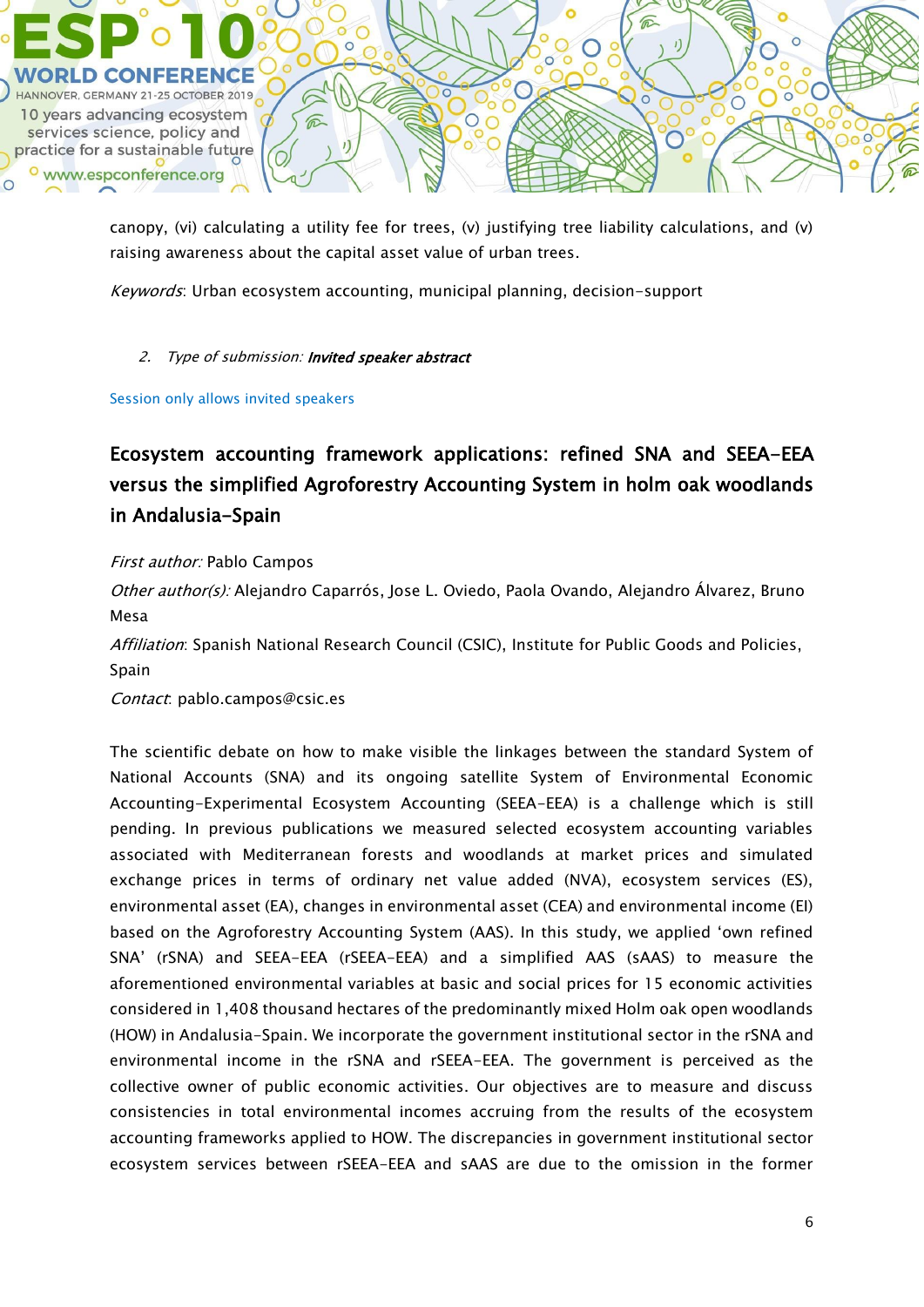canopy, (vi) calculating a utility fee for trees, (v) justifying tree liability calculations, and (v) raising awareness about the capital asset value of urban trees.

*Keywords*: Urban ecosystem accounting, municipal planning, decision-support

2. *Type of submission:* ***Invited speaker abstract***

Session only allows invited speakers

## Ecosystem accounting framework applications: refined SNA and SEEA-EEA versus the simplified Agroforestry Accounting System in holm oak woodlands in Andalusia-Spain

*First author:* Pablo Campos

*Other author(s):* Alejandro Caparrós, Jose L. Oviedo, Paola Ovando, Alejandro Álvarez, Bruno Mesa

*Affiliation*: Spanish National Research Council (CSIC), Institute for Public Goods and Policies, Spain

*Contact*: pablo.campos@csic.es

The scientific debate on how to make visible the linkages between the standard System of National Accounts (SNA) and its ongoing satellite System of Environmental Economic Accounting-Experimental Ecosystem Accounting (SEEA-EEA) is a challenge which is still pending. In previous publications we measured selected ecosystem accounting variables associated with Mediterranean forests and woodlands at market prices and simulated exchange prices in terms of ordinary net value added (NVA), ecosystem services (ES), environmental asset (EA), changes in environmental asset (CEA) and environmental income (EI) based on the Agroforestry Accounting System (AAS). In this study, we applied 'own refined SNA' (rSNA) and SEEA-EEA (rSEEA-EEA) and a simplified AAS (sAAS) to measure the aforementioned environmental variables at basic and social prices for 15 economic activities considered in 1,408 thousand hectares of the predominantly mixed Holm oak open woodlands (HOW) in Andalusia-Spain. We incorporate the government institutional sector in the rSNA and environmental income in the rSNA and rSEEA-EEA. The government is perceived as the collective owner of public economic activities. Our objectives are to measure and discuss consistencies in total environmental incomes accruing from the results of the ecosystem accounting frameworks applied to HOW. The discrepancies in government institutional sector ecosystem services between rSEEA-EEA and sAAS are due to the omission in the former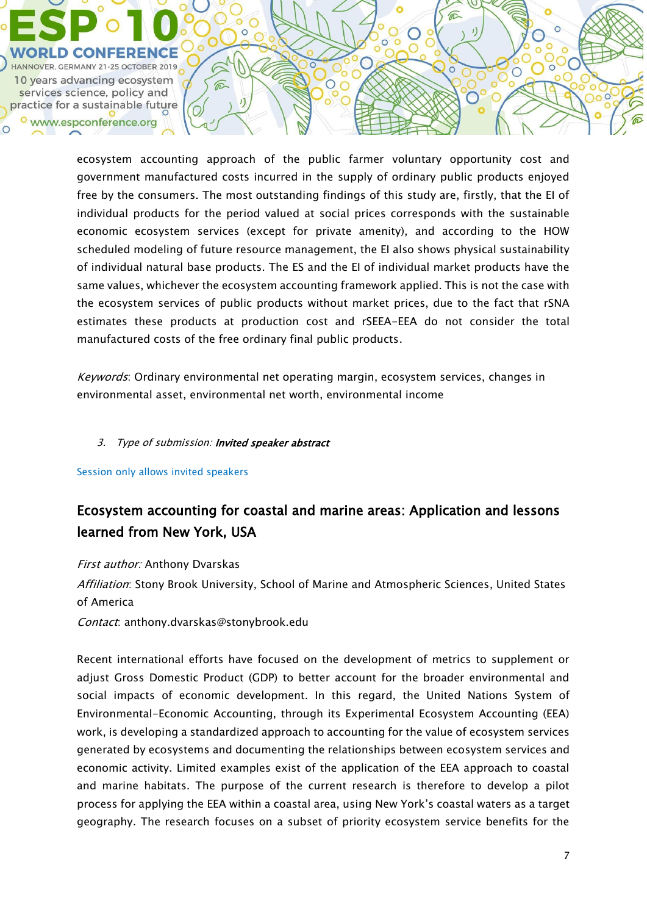ecosystem accounting approach of the public farmer voluntary opportunity cost and government manufactured costs incurred in the supply of ordinary public products enjoyed free by the consumers. The most outstanding findings of this study are, firstly, that the EI of individual products for the period valued at social prices corresponds with the sustainable economic ecosystem services (except for private amenity), and according to the HOW scheduled modeling of future resource management, the EI also shows physical sustainability of individual natural base products. The ES and the EI of individual market products have the same values, whichever the ecosystem accounting framework applied. This is not the case with the ecosystem services of public products without market prices, due to the fact that rSNA estimates these products at production cost and rSEEA-EEA do not consider the total manufactured costs of the free ordinary final public products.

*Keywords*: Ordinary environmental net operating margin, ecosystem services, changes in environmental asset, environmental net worth, environmental income

3. *Type of submission:* ***Invited speaker abstract***

Session only allows invited speakers

## Ecosystem accounting for coastal and marine areas: Application and lessons learned from New York, USA

*First author:* Anthony Dvarskas

*Affiliation*: Stony Brook University, School of Marine and Atmospheric Sciences, United States of America

*Contact*: anthony.dvarskas@stonybrook.edu

Recent international efforts have focused on the development of metrics to supplement or adjust Gross Domestic Product (GDP) to better account for the broader environmental and social impacts of economic development. In this regard, the United Nations System of Environmental-Economic Accounting, through its Experimental Ecosystem Accounting (EEA) work, is developing a standardized approach to accounting for the value of ecosystem services generated by ecosystems and documenting the relationships between ecosystem services and economic activity. Limited examples exist of the application of the EEA approach to coastal and marine habitats. The purpose of the current research is therefore to develop a pilot process for applying the EEA within a coastal area, using New York's coastal waters as a target geography. The research focuses on a subset of priority ecosystem service benefits for the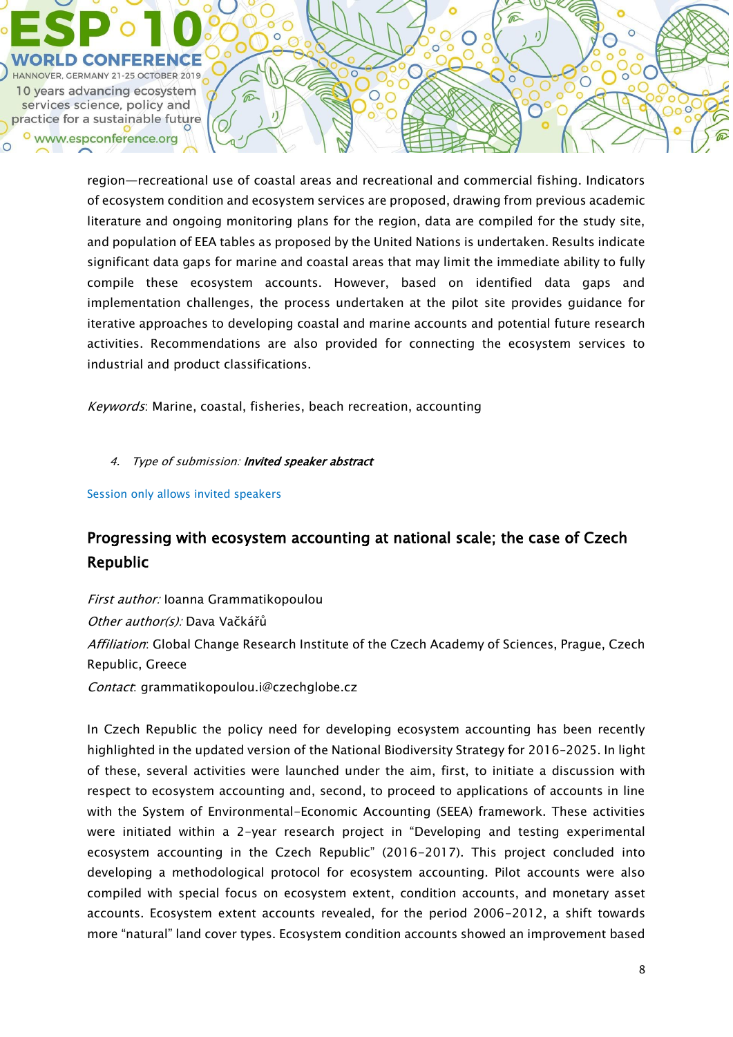region—recreational use of coastal areas and recreational and commercial fishing. Indicators of ecosystem condition and ecosystem services are proposed, drawing from previous academic literature and ongoing monitoring plans for the region, data are compiled for the study site, and population of EEA tables as proposed by the United Nations is undertaken. Results indicate significant data gaps for marine and coastal areas that may limit the immediate ability to fully compile these ecosystem accounts. However, based on identified data gaps and implementation challenges, the process undertaken at the pilot site provides guidance for iterative approaches to developing coastal and marine accounts and potential future research activities. Recommendations are also provided for connecting the ecosystem services to industrial and product classifications.

*Keywords*: Marine, coastal, fisheries, beach recreation, accounting

4. *Type of submission:* ***Invited speaker abstract***

Session only allows invited speakers

## Progressing with ecosystem accounting at national scale; the case of Czech Republic

*First author:* Ioanna Grammatikopoulou

*Other author(s):* Dava Vačkářů

*Affiliation*: Global Change Research Institute of the Czech Academy of Sciences, Prague, Czech Republic, Greece

*Contact*: grammatikopoulou.i@czechglobe.cz

In Czech Republic the policy need for developing ecosystem accounting has been recently highlighted in the updated version of the National Biodiversity Strategy for 2016-2025. In light of these, several activities were launched under the aim, first, to initiate a discussion with respect to ecosystem accounting and, second, to proceed to applications of accounts in line with the System of Environmental-Economic Accounting (SEEA) framework. These activities were initiated within a 2-year research project in "Developing and testing experimental ecosystem accounting in the Czech Republic" (2016-2017). This project concluded into developing a methodological protocol for ecosystem accounting. Pilot accounts were also compiled with special focus on ecosystem extent, condition accounts, and monetary asset accounts. Ecosystem extent accounts revealed, for the period 2006-2012, a shift towards more "natural" land cover types. Ecosystem condition accounts showed an improvement based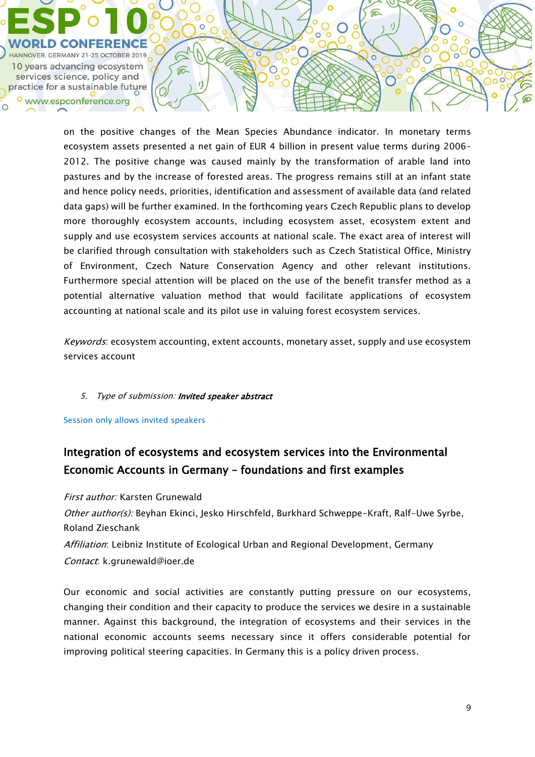on the positive changes of the Mean Species Abundance indicator. In monetary terms ecosystem assets presented a net gain of EUR 4 billion in present value terms during 2006-2012. The positive change was caused mainly by the transformation of arable land into pastures and by the increase of forested areas. The progress remains still at an infant state and hence policy needs, priorities, identification and assessment of available data (and related data gaps) will be further examined. In the forthcoming years Czech Republic plans to develop more thoroughly ecosystem accounts, including ecosystem asset, ecosystem extent and supply and use ecosystem services accounts at national scale. The exact area of interest will be clarified through consultation with stakeholders such as Czech Statistical Office, Ministry of Environment, Czech Nature Conservation Agency and other relevant institutions. Furthermore special attention will be placed on the use of the benefit transfer method as a potential alternative valuation method that would facilitate applications of ecosystem accounting at national scale and its pilot use in valuing forest ecosystem services.

*Keywords*: ecosystem accounting, extent accounts, monetary asset, supply and use ecosystem services account

5. *Type of submission:* ***Invited speaker abstract***

Session only allows invited speakers

## Integration of ecosystems and ecosystem services into the Environmental Economic Accounts in Germany – foundations and first examples

*First author:* Karsten Grunewald

*Other author(s):* Beyhan Ekinci, Jesko Hirschfeld, Burkhard Schweppe-Kraft, Ralf-Uwe Syrbe, Roland Zieschank

*Affiliation*: Leibniz Institute of Ecological Urban and Regional Development, Germany

*Contact*: k.grunewald@ioer.de

Our economic and social activities are constantly putting pressure on our ecosystems, changing their condition and their capacity to produce the services we desire in a sustainable manner. Against this background, the integration of ecosystems and their services in the national economic accounts seems necessary since it offers considerable potential for improving political steering capacities. In Germany this is a policy driven process.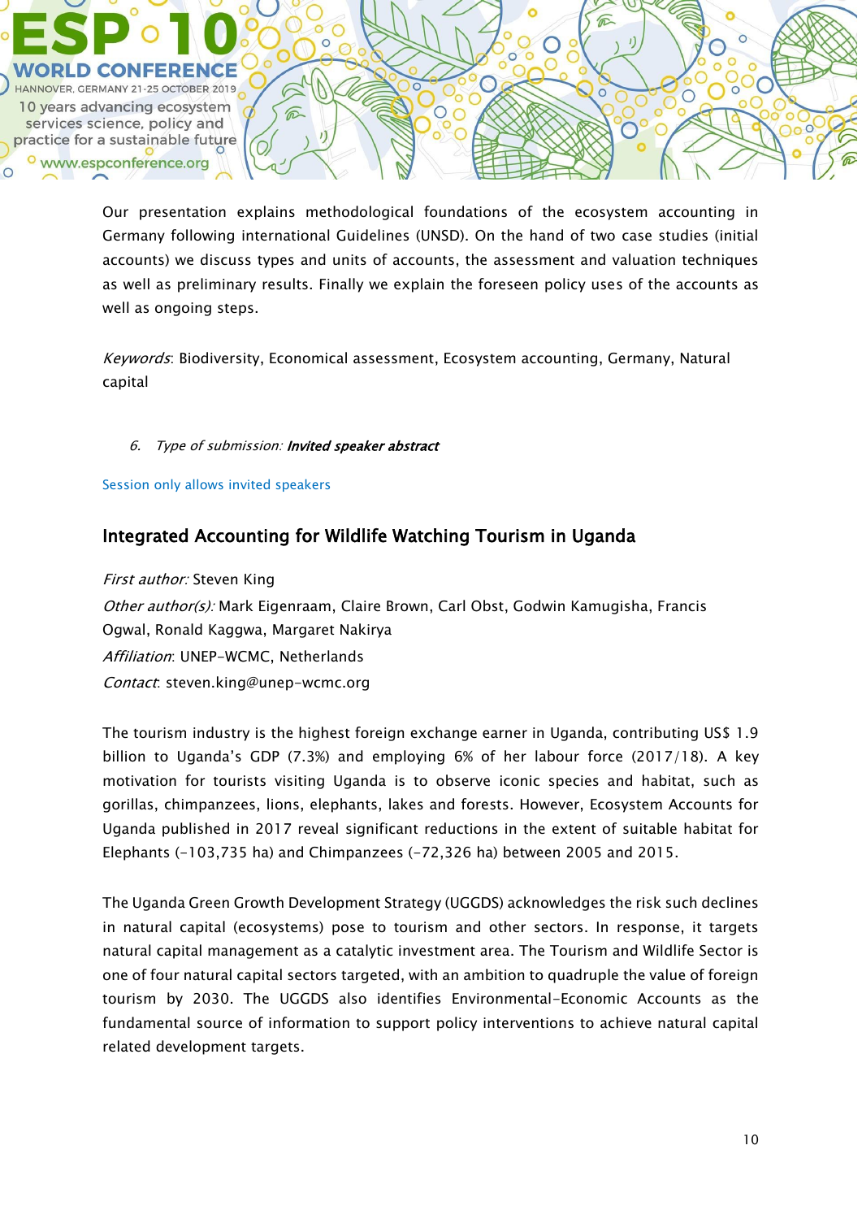Our presentation explains methodological foundations of the ecosystem accounting in Germany following international Guidelines (UNSD). On the hand of two case studies (initial accounts) we discuss types and units of accounts, the assessment and valuation techniques as well as preliminary results. Finally we explain the foreseen policy uses of the accounts as well as ongoing steps.

*Keywords*: Biodiversity, Economical assessment, Ecosystem accounting, Germany, Natural capital

6. *Type of submission:* ***Invited speaker abstract***

Session only allows invited speakers

## Integrated Accounting for Wildlife Watching Tourism in Uganda

*First author:* Steven King
*Other author(s):* Mark Eigenraam, Claire Brown, Carl Obst, Godwin Kamugisha, Francis Ogwal, Ronald Kaggwa, Margaret Nakirya
*Affiliation*: UNEP-WCMC, Netherlands
*Contact*: steven.king@unep-wcmc.org

The tourism industry is the highest foreign exchange earner in Uganda, contributing US$ 1.9 billion to Uganda's GDP (7.3%) and employing 6% of her labour force (2017/18). A key motivation for tourists visiting Uganda is to observe iconic species and habitat, such as gorillas, chimpanzees, lions, elephants, lakes and forests. However, Ecosystem Accounts for Uganda published in 2017 reveal significant reductions in the extent of suitable habitat for Elephants (-103,735 ha) and Chimpanzees (-72,326 ha) between 2005 and 2015.

The Uganda Green Growth Development Strategy (UGGDS) acknowledges the risk such declines in natural capital (ecosystems) pose to tourism and other sectors. In response, it targets natural capital management as a catalytic investment area. The Tourism and Wildlife Sector is one of four natural capital sectors targeted, with an ambition to quadruple the value of foreign tourism by 2030. The UGGDS also identifies Environmental-Economic Accounts as the fundamental source of information to support policy interventions to achieve natural capital related development targets.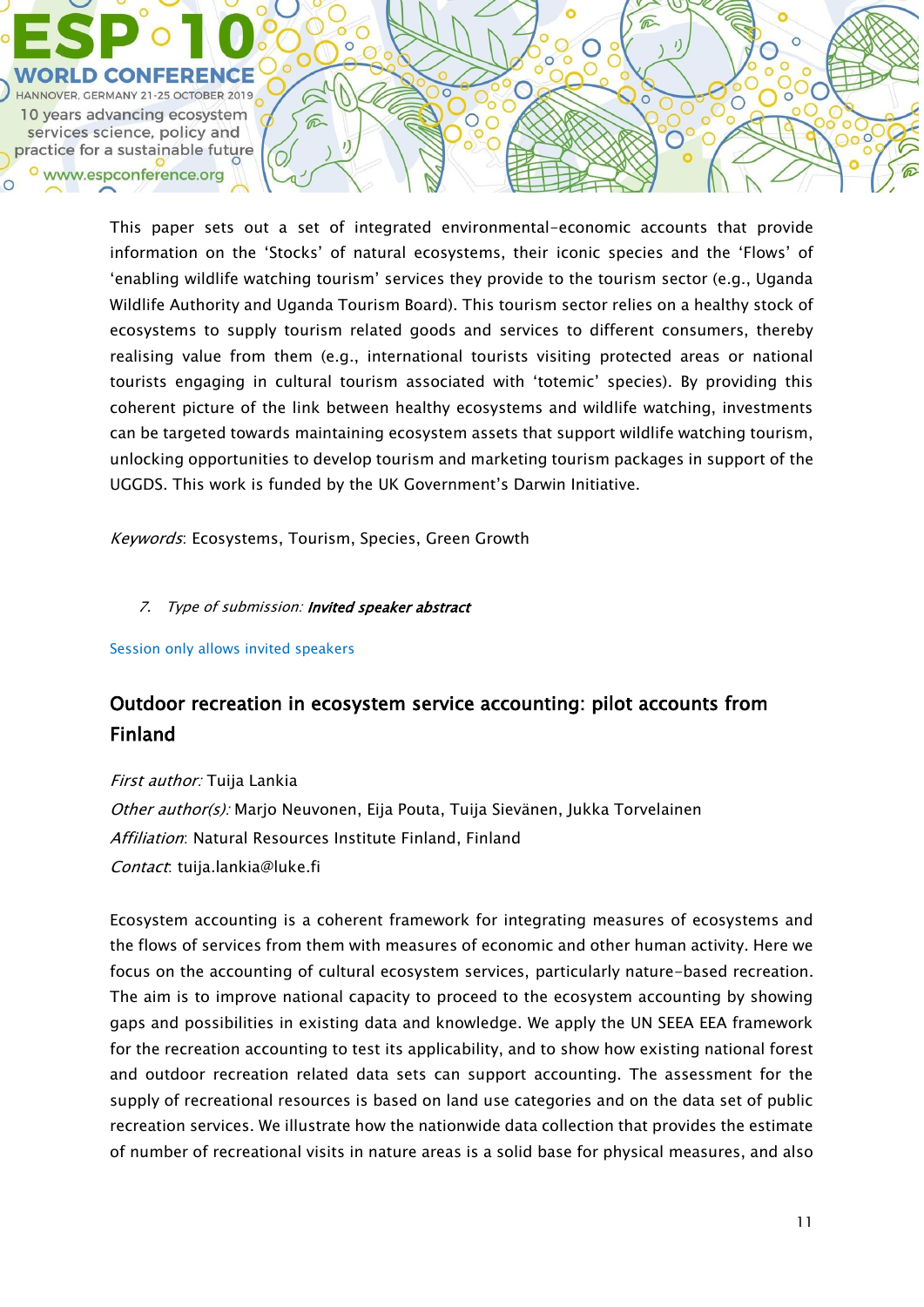This paper sets out a set of integrated environmental-economic accounts that provide information on the 'Stocks' of natural ecosystems, their iconic species and the 'Flows' of 'enabling wildlife watching tourism' services they provide to the tourism sector (e.g., Uganda Wildlife Authority and Uganda Tourism Board). This tourism sector relies on a healthy stock of ecosystems to supply tourism related goods and services to different consumers, thereby realising value from them (e.g., international tourists visiting protected areas or national tourists engaging in cultural tourism associated with 'totemic' species). By providing this coherent picture of the link between healthy ecosystems and wildlife watching, investments can be targeted towards maintaining ecosystem assets that support wildlife watching tourism, unlocking opportunities to develop tourism and marketing tourism packages in support of the UGGDS. This work is funded by the UK Government's Darwin Initiative.

*Keywords*: Ecosystems, Tourism, Species, Green Growth

7. *Type of submission:* ***Invited speaker abstract***

Session only allows invited speakers

## Outdoor recreation in ecosystem service accounting: pilot accounts from Finland

*First author:* Tuija Lankia
*Other author(s):* Marjo Neuvonen, Eija Pouta, Tuija Sievänen, Jukka Torvelainen
*Affiliation*: Natural Resources Institute Finland, Finland
*Contact*: tuija.lankia@luke.fi

Ecosystem accounting is a coherent framework for integrating measures of ecosystems and the flows of services from them with measures of economic and other human activity. Here we focus on the accounting of cultural ecosystem services, particularly nature-based recreation. The aim is to improve national capacity to proceed to the ecosystem accounting by showing gaps and possibilities in existing data and knowledge. We apply the UN SEEA EEA framework for the recreation accounting to test its applicability, and to show how existing national forest and outdoor recreation related data sets can support accounting. The assessment for the supply of recreational resources is based on land use categories and on the data set of public recreation services. We illustrate how the nationwide data collection that provides the estimate of number of recreational visits in nature areas is a solid base for physical measures, and also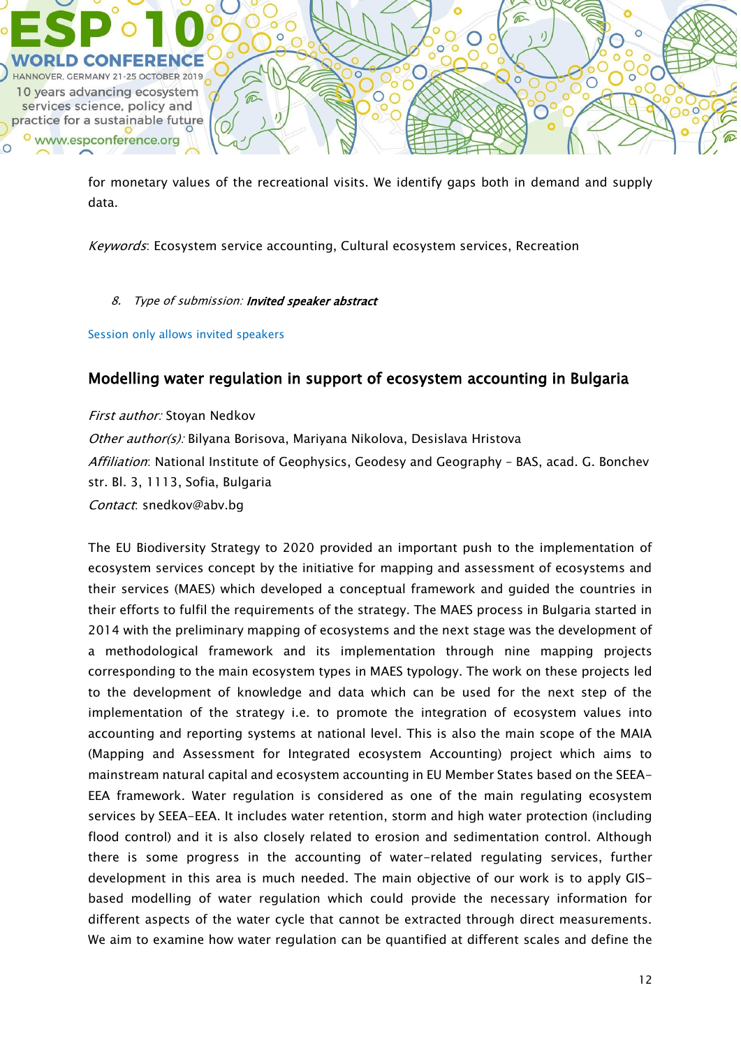for monetary values of the recreational visits. We identify gaps both in demand and supply data.

*Keywords*: Ecosystem service accounting, Cultural ecosystem services, Recreation

8. *Type of submission:* ***Invited speaker abstract***

Session only allows invited speakers

## Modelling water regulation in support of ecosystem accounting in Bulgaria

*First author:* Stoyan Nedkov

*Other author(s):* Bilyana Borisova, Mariyana Nikolova, Desislava Hristova

*Affiliation*: National Institute of Geophysics, Geodesy and Geography – BAS, acad. G. Bonchev str. Bl. 3, 1113, Sofia, Bulgaria

*Contact*: snedkov@abv.bg

The EU Biodiversity Strategy to 2020 provided an important push to the implementation of ecosystem services concept by the initiative for mapping and assessment of ecosystems and their services (MAES) which developed a conceptual framework and guided the countries in their efforts to fulfil the requirements of the strategy. The MAES process in Bulgaria started in 2014 with the preliminary mapping of ecosystems and the next stage was the development of a methodological framework and its implementation through nine mapping projects corresponding to the main ecosystem types in MAES typology. The work on these projects led to the development of knowledge and data which can be used for the next step of the implementation of the strategy i.e. to promote the integration of ecosystem values into accounting and reporting systems at national level. This is also the main scope of the MAIA (Mapping and Assessment for Integrated ecosystem Accounting) project which aims to mainstream natural capital and ecosystem accounting in EU Member States based on the SEEA-EEA framework. Water regulation is considered as one of the main regulating ecosystem services by SEEA-EEA. It includes water retention, storm and high water protection (including flood control) and it is also closely related to erosion and sedimentation control. Although there is some progress in the accounting of water-related regulating services, further development in this area is much needed. The main objective of our work is to apply GIS-based modelling of water regulation which could provide the necessary information for different aspects of the water cycle that cannot be extracted through direct measurements. We aim to examine how water regulation can be quantified at different scales and define the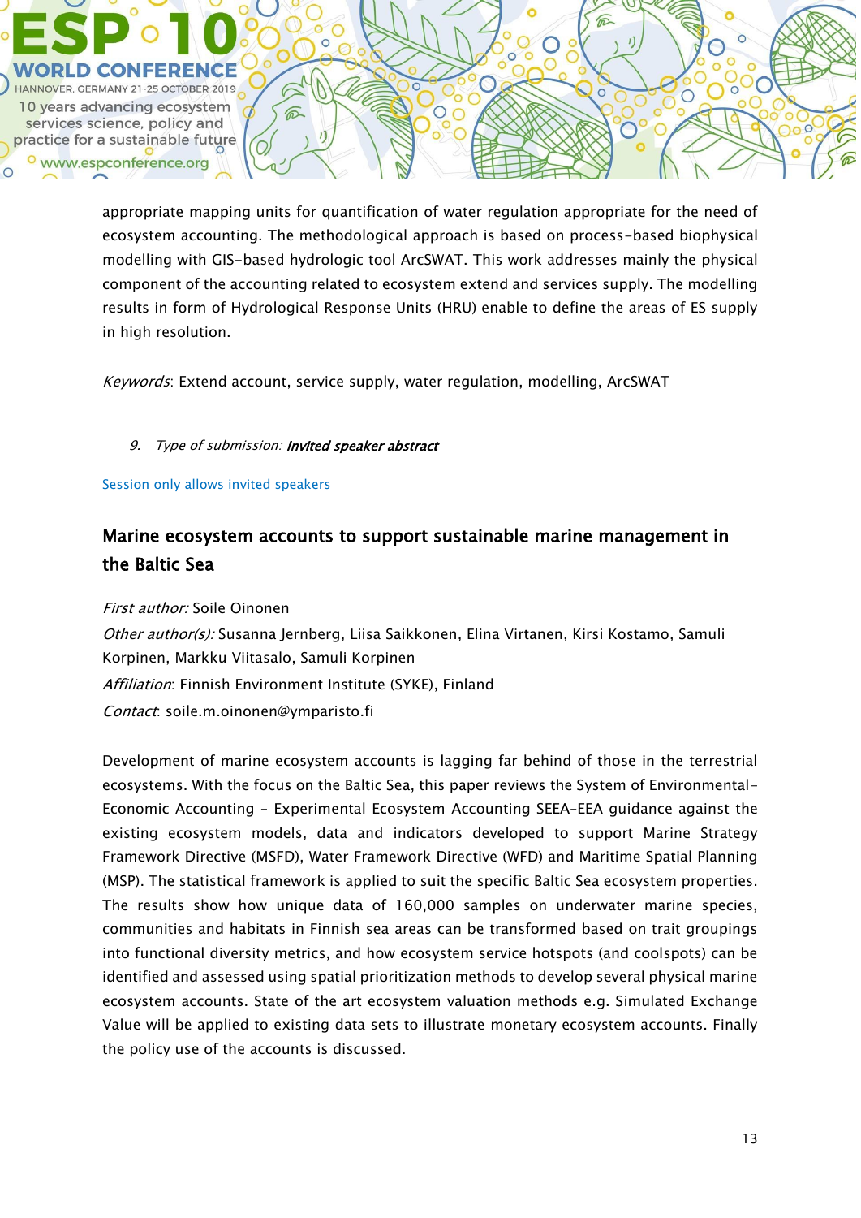appropriate mapping units for quantification of water regulation appropriate for the need of ecosystem accounting. The methodological approach is based on process-based biophysical modelling with GIS-based hydrologic tool ArcSWAT. This work addresses mainly the physical component of the accounting related to ecosystem extend and services supply. The modelling results in form of Hydrological Response Units (HRU) enable to define the areas of ES supply in high resolution.

*Keywords*: Extend account, service supply, water regulation, modelling, ArcSWAT

9. *Type of submission:* ***Invited speaker abstract***

Session only allows invited speakers

## Marine ecosystem accounts to support sustainable marine management in the Baltic Sea

*First author:* Soile Oinonen
*Other author(s):* Susanna Jernberg, Liisa Saikkonen, Elina Virtanen, Kirsi Kostamo, Samuli Korpinen, Markku Viitasalo, Samuli Korpinen
*Affiliation*: Finnish Environment Institute (SYKE), Finland
*Contact*: soile.m.oinonen@ymparisto.fi

Development of marine ecosystem accounts is lagging far behind of those in the terrestrial ecosystems. With the focus on the Baltic Sea, this paper reviews the System of Environmental-Economic Accounting – Experimental Ecosystem Accounting SEEA-EEA guidance against the existing ecosystem models, data and indicators developed to support Marine Strategy Framework Directive (MSFD), Water Framework Directive (WFD) and Maritime Spatial Planning (MSP). The statistical framework is applied to suit the specific Baltic Sea ecosystem properties. The results show how unique data of 160,000 samples on underwater marine species, communities and habitats in Finnish sea areas can be transformed based on trait groupings into functional diversity metrics, and how ecosystem service hotspots (and coolspots) can be identified and assessed using spatial prioritization methods to develop several physical marine ecosystem accounts. State of the art ecosystem valuation methods e.g. Simulated Exchange Value will be applied to existing data sets to illustrate monetary ecosystem accounts. Finally the policy use of the accounts is discussed.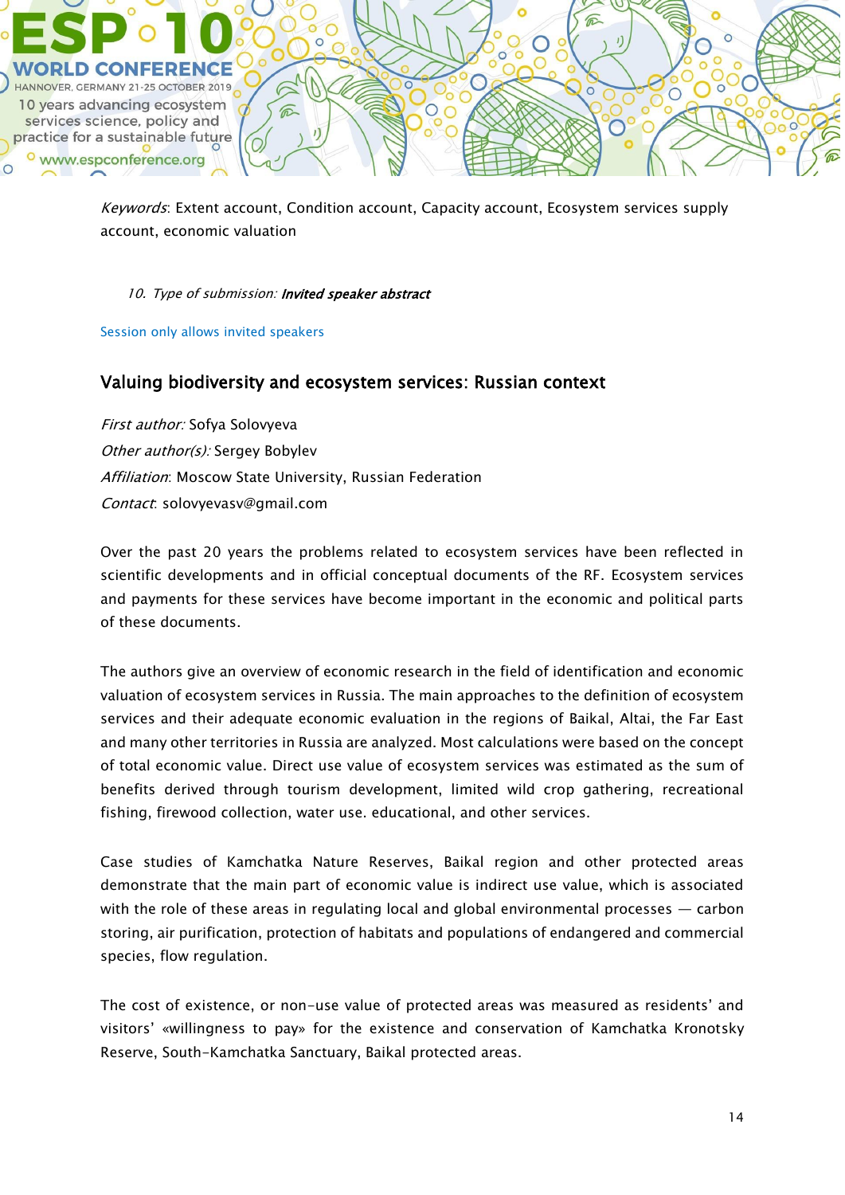*Keywords*: Extent account, Condition account, Capacity account, Ecosystem services supply account, economic valuation

10. *Type of submission:* ***Invited speaker abstract***

Session only allows invited speakers

## Valuing biodiversity and ecosystem services: Russian context

*First author:* Sofya Solovyeva
*Other author(s):* Sergey Bobylev
*Affiliation*: Moscow State University, Russian Federation
*Contact*: solovyevasv@gmail.com

Over the past 20 years the problems related to ecosystem services have been reflected in scientific developments and in official conceptual documents of the RF. Ecosystem services and payments for these services have become important in the economic and political parts of these documents.

The authors give an overview of economic research in the field of identification and economic valuation of ecosystem services in Russia. The main approaches to the definition of ecosystem services and their adequate economic evaluation in the regions of Baikal, Altai, the Far East and many other territories in Russia are analyzed. Most calculations were based on the concept of total economic value. Direct use value of ecosystem services was estimated as the sum of benefits derived through tourism development, limited wild crop gathering, recreational fishing, firewood collection, water use. educational, and other services.

Case studies of Kamchatka Nature Reserves, Baikal region and other protected areas demonstrate that the main part of economic value is indirect use value, which is associated with the role of these areas in regulating local and global environmental processes — carbon storing, air purification, protection of habitats and populations of endangered and commercial species, flow regulation.

The cost of existence, or non-use value of protected areas was measured as residents' and visitors' «willingness to pay» for the existence and conservation of Kamchatka Kronotsky Reserve, South-Kamchatka Sanctuary, Baikal protected areas.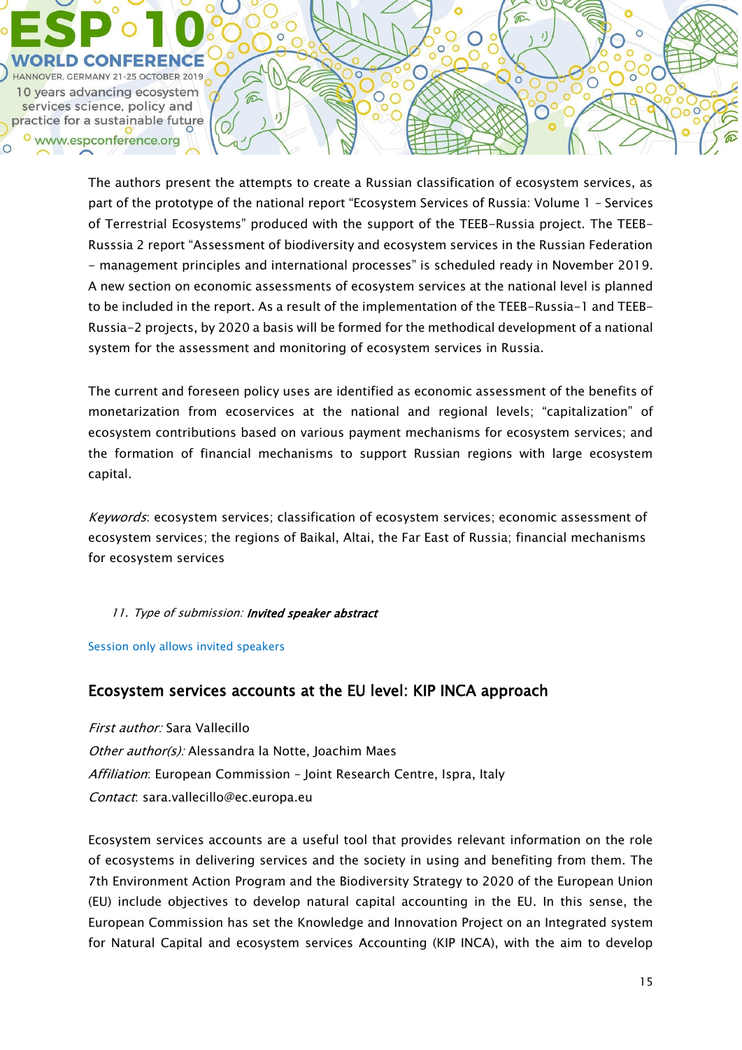The authors present the attempts to create a Russian classification of ecosystem services, as part of the prototype of the national report “Ecosystem Services of Russia: Volume 1 – Services of Terrestrial Ecosystems” produced with the support of the TEEB-Russia project. The TEEB-Russsia 2 report “Assessment of biodiversity and ecosystem services in the Russian Federation - management principles and international processes” is scheduled ready in November 2019. A new section on economic assessments of ecosystem services at the national level is planned to be included in the report. As a result of the implementation of the TEEB-Russia-1 and TEEB-Russia-2 projects, by 2020 a basis will be formed for the methodical development of a national system for the assessment and monitoring of ecosystem services in Russia.

The current and foreseen policy uses are identified as economic assessment of the benefits of monetarization from ecoservices at the national and regional levels; “capitalization” of ecosystem contributions based on various payment mechanisms for ecosystem services; and the formation of financial mechanisms to support Russian regions with large ecosystem capital.

*Keywords*: ecosystem services; classification of ecosystem services; economic assessment of ecosystem services; the regions of Baikal, Altai, the Far East of Russia; financial mechanisms for ecosystem services

11. *Type of submission:* ***Invited speaker abstract***

Session only allows invited speakers

## Ecosystem services accounts at the EU level: KIP INCA approach

*First author:* Sara Vallecillo
*Other author(s):* Alessandra la Notte, Joachim Maes
*Affiliation*: European Commission – Joint Research Centre, Ispra, Italy
*Contact*: sara.vallecillo@ec.europa.eu

Ecosystem services accounts are a useful tool that provides relevant information on the role of ecosystems in delivering services and the society in using and benefiting from them. The 7th Environment Action Program and the Biodiversity Strategy to 2020 of the European Union (EU) include objectives to develop natural capital accounting in the EU. In this sense, the European Commission has set the Knowledge and Innovation Project on an Integrated system for Natural Capital and ecosystem services Accounting (KIP INCA), with the aim to develop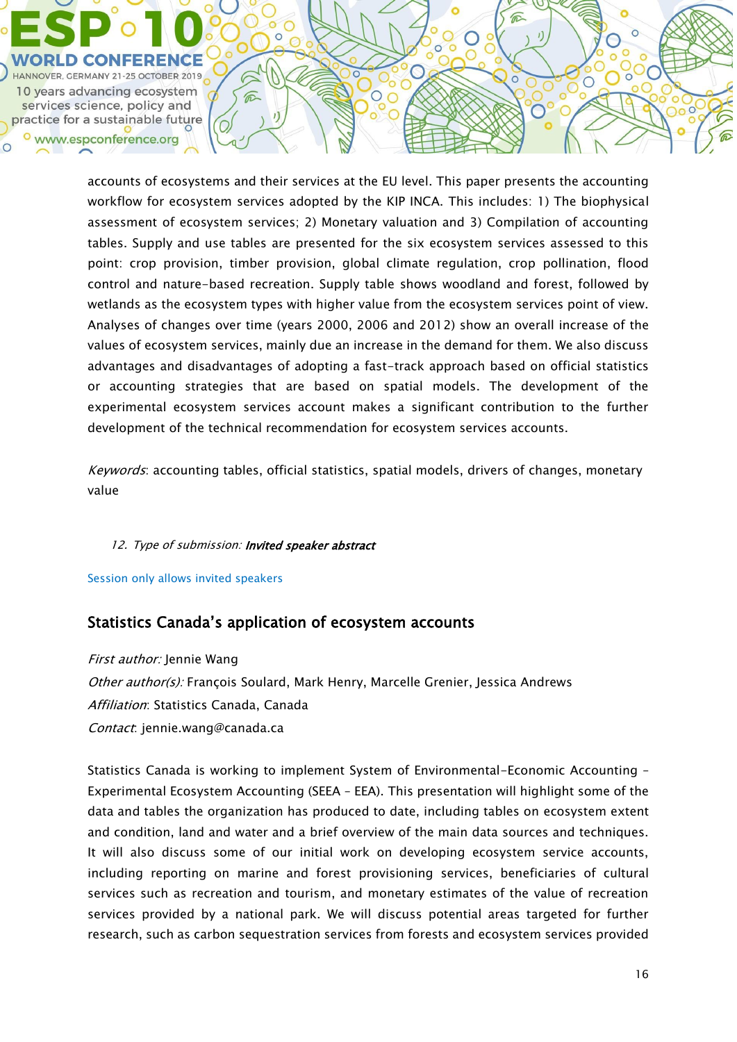accounts of ecosystems and their services at the EU level. This paper presents the accounting workflow for ecosystem services adopted by the KIP INCA. This includes: 1) The biophysical assessment of ecosystem services; 2) Monetary valuation and 3) Compilation of accounting tables. Supply and use tables are presented for the six ecosystem services assessed to this point: crop provision, timber provision, global climate regulation, crop pollination, flood control and nature-based recreation. Supply table shows woodland and forest, followed by wetlands as the ecosystem types with higher value from the ecosystem services point of view. Analyses of changes over time (years 2000, 2006 and 2012) show an overall increase of the values of ecosystem services, mainly due an increase in the demand for them. We also discuss advantages and disadvantages of adopting a fast-track approach based on official statistics or accounting strategies that are based on spatial models. The development of the experimental ecosystem services account makes a significant contribution to the further development of the technical recommendation for ecosystem services accounts.

*Keywords*: accounting tables, official statistics, spatial models, drivers of changes, monetary value

12. *Type of submission:* ***Invited speaker abstract***

Session only allows invited speakers

## Statistics Canada's application of ecosystem accounts

*First author:* Jennie Wang
*Other author(s):* François Soulard, Mark Henry, Marcelle Grenier, Jessica Andrews
*Affiliation*: Statistics Canada, Canada
*Contact*: jennie.wang@canada.ca

Statistics Canada is working to implement System of Environmental-Economic Accounting – Experimental Ecosystem Accounting (SEEA – EEA). This presentation will highlight some of the data and tables the organization has produced to date, including tables on ecosystem extent and condition, land and water and a brief overview of the main data sources and techniques. It will also discuss some of our initial work on developing ecosystem service accounts, including reporting on marine and forest provisioning services, beneficiaries of cultural services such as recreation and tourism, and monetary estimates of the value of recreation services provided by a national park. We will discuss potential areas targeted for further research, such as carbon sequestration services from forests and ecosystem services provided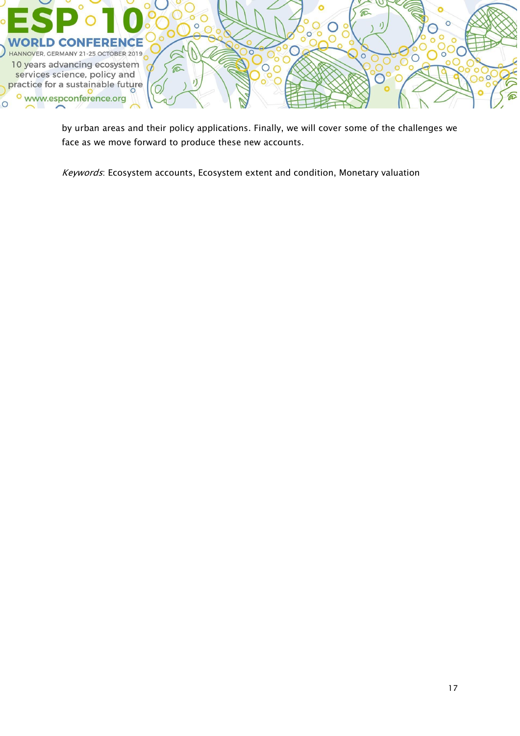by urban areas and their policy applications. Finally, we will cover some of the challenges we face as we move forward to produce these new accounts.

*Keywords*: Ecosystem accounts, Ecosystem extent and condition, Monetary valuation